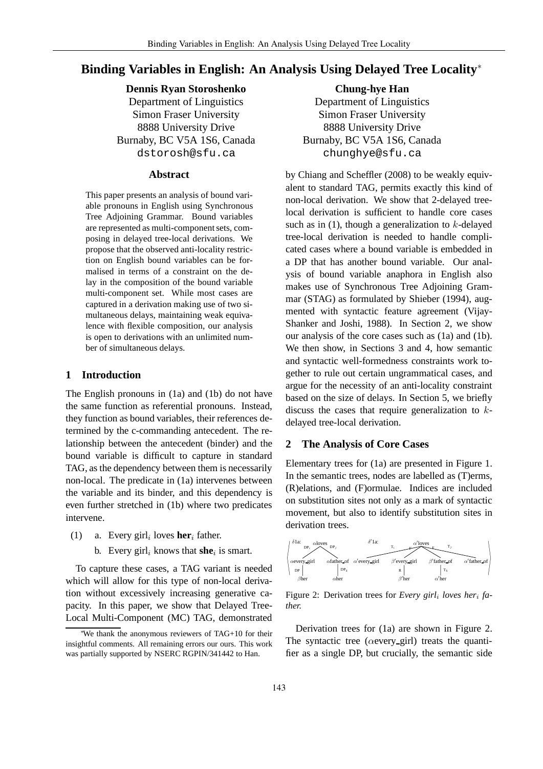# Binding Variables in English: An Analysis Using Delayed Tree Locality*

**Dennis Ryan Storoshenko**
Department of Linguistics
Simon Fraser University
8888 University Drive
Burnaby, BC V5A 1S6, Canada
dstorosh@sfu.ca

**Chung-hye Han**
Department of Linguistics
Simon Fraser University
8888 University Drive
Burnaby, BC V5A 1S6, Canada
chunghye@sfu.ca

## Abstract

This paper presents an analysis of bound variable pronouns in English using Synchronous Tree Adjoining Grammar. Bound variables are represented as multi-component sets, composing in delayed tree-local derivations. We propose that the observed anti-locality restriction on English bound variables can be formalised in terms of a constraint on the delay in the composition of the bound variable multi-component set. While most cases are captured in a derivation making use of two simultaneous delays, maintaining weak equivalence with flexible composition, our analysis is open to derivations with an unlimited number of simultaneous delays.

## 1 Introduction

The English pronouns in (1a) and (1b) do not have the same function as referential pronouns. Instead, they function as bound variables, their references determined by the c-commanding antecedent. The relationship between the antecedent (binder) and the bound variable is difficult to capture in standard TAG, as the dependency between them is necessarily non-local. The predicate in (1a) intervenes between the variable and its binder, and this dependency is even further stretched in (1b) where two predicates intervene.

(1) a. Every girl$_i$ loves **her**$_i$ father.

b. Every girl$_i$ knows that **she**$_i$ is smart.

To capture these cases, a TAG variant is needed which will allow for this type of non-local derivation without excessively increasing generative capacity. In this paper, we show that Delayed Tree-Local Multi-Component (MC) TAG, demonstrated by Chiang and Scheffler (2008) to be weakly equivalent to standard TAG, permits exactly this kind of non-local derivation. We show that 2-delayed tree-local derivation is sufficient to handle core cases such as in (1), though a generalization to $k$-delayed tree-local derivation is needed to handle complicated cases where a bound variable is embedded in a DP that has another bound variable. Our analysis of bound variable anaphora in English also makes use of Synchronous Tree Adjoining Grammar (STAG) as formulated by Shieber (1994), augmented with syntactic feature agreement (Vijay-Shanker and Joshi, 1988). In Section 2, we show our analysis of the core cases such as (1a) and (1b). We then show, in Sections 3 and 4, how semantic and syntactic well-formedness constraints work together to rule out certain ungrammatical cases, and argue for the necessity of an anti-locality constraint based on the size of delays. In Section 5, we briefly discuss the cases that require generalization to $k$-delayed tree-local derivation.

## 2 The Analysis of Core Cases

Elementary trees for (1a) are presented in Figure 1. In the semantic trees, nodes are labelled as (T)erms, (R)elations, and (F)ormulae. Indices are included on substitution sites not only as a mark of syntactic movement, but also to identify substitution sites in derivation trees.

Figure 2: Derivation trees for *Every girl$_i$ loves her$_i$ father.*

Derivation trees for (1a) are shown in Figure 2. The syntactic tree ($\alpha$every_girl) treats the quantifier as a single DP, but crucially, the semantic side

---

*We thank the anonymous reviewers of TAG+10 for their insightful comments. All remaining errors our ours. This work was partially supported by NSERC RGPIN/341442 to Han.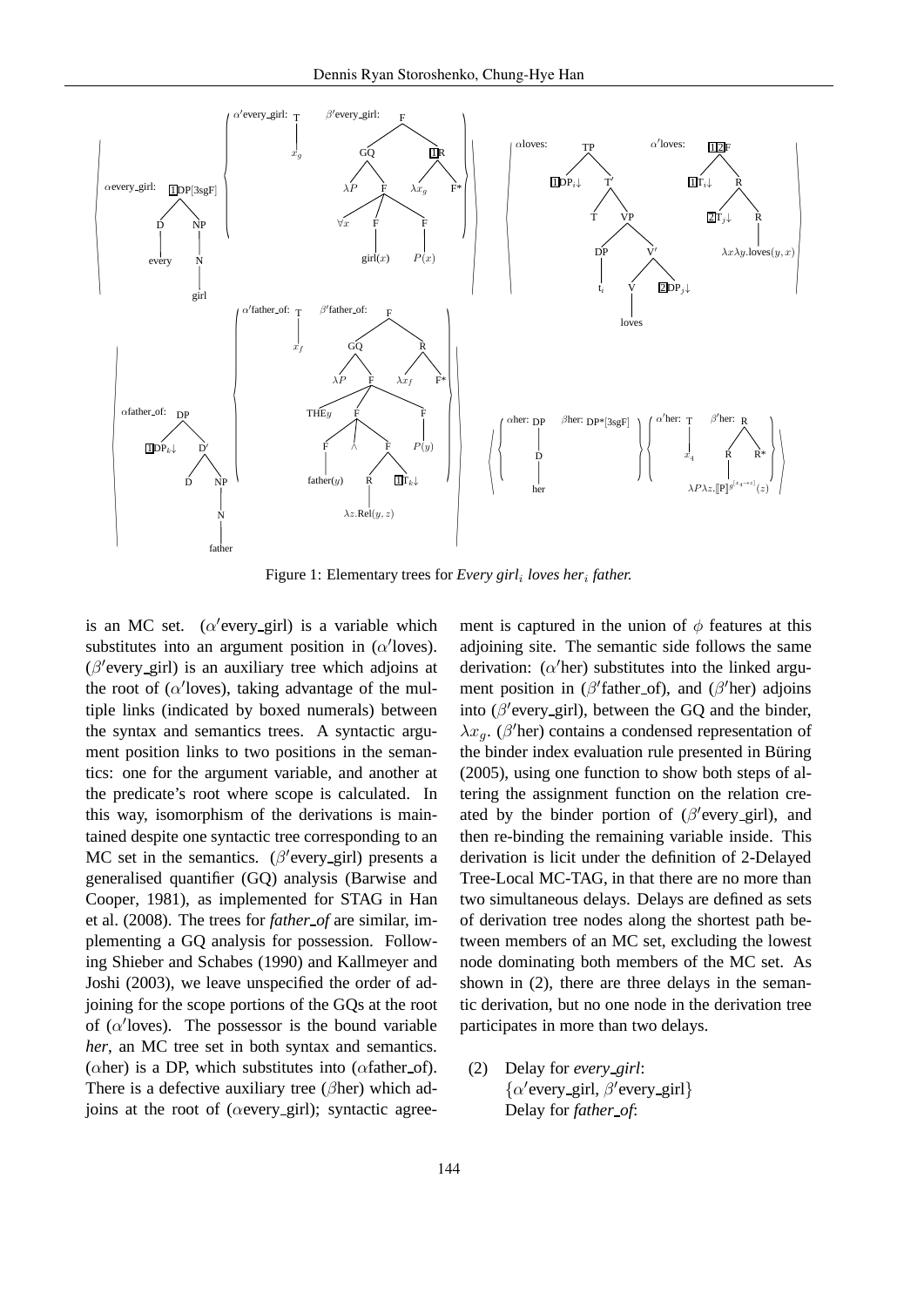Figure 1: Elementary trees for *Every girl$_i$ loves her$_i$ father.*

is an MC set. ($\alpha'$every_girl) is a variable which substitutes into an argument position in ($\alpha'$loves). ($\beta'$every_girl) is an auxiliary tree which adjoins at the root of ($\alpha'$loves), taking advantage of the multiple links (indicated by boxed numerals) between the syntax and semantics trees. A syntactic argument position links to two positions in the semantics: one for the argument variable, and another at the predicate's root where scope is calculated. In this way, isomorphism of the derivations is maintained despite one syntactic tree corresponding to an MC set in the semantics. ($\beta'$every_girl) presents a generalised quantifier (GQ) analysis (Barwise and Cooper, 1981), as implemented for STAG in Han et al. (2008). The trees for *father_of* are similar, implementing a GQ analysis for possession. Following Shieber and Schabes (1990) and Kallmeyer and Joshi (2003), we leave unspecified the order of adjoining for the scope portions of the GQs at the root of ($\alpha'$loves). The possessor is the bound variable *her*, an MC tree set in both syntax and semantics. ($\alpha$her) is a DP, which substitutes into ($\alpha$father_of). There is a defective auxiliary tree ($\beta$her) which adjoins at the root of ($\alpha$every_girl); syntactic agreement is captured in the union of $\phi$ features at this adjoining site. The semantic side follows the same derivation: ($\alpha'$her) substitutes into the linked argument position in ($\beta'$father_of), and ($\beta'$her) adjoins into ($\beta'$every_girl), between the GQ and the binder, $\lambda x_g$. ($\beta'$her) contains a condensed representation of the binder index evaluation rule presented in Büring (2005), using one function to show both steps of altering the assignment function on the relation created by the binder portion of ($\beta'$every_girl), and then re-binding the remaining variable inside. This derivation is licit under the definition of 2-Delayed Tree-Local MC-TAG, in that there are no more than two simultaneous delays. Delays are defined as sets of derivation tree nodes along the shortest path between members of an MC set, excluding the lowest node dominating both members of the MC set. As shown in (2), there are three delays in the semantic derivation, but no one node in the derivation tree participates in more than two delays.

(2) Delay for *every_girl*:
$\{\alpha'$every_girl, $\beta'$every_girl$\}$
Delay for *father_of*: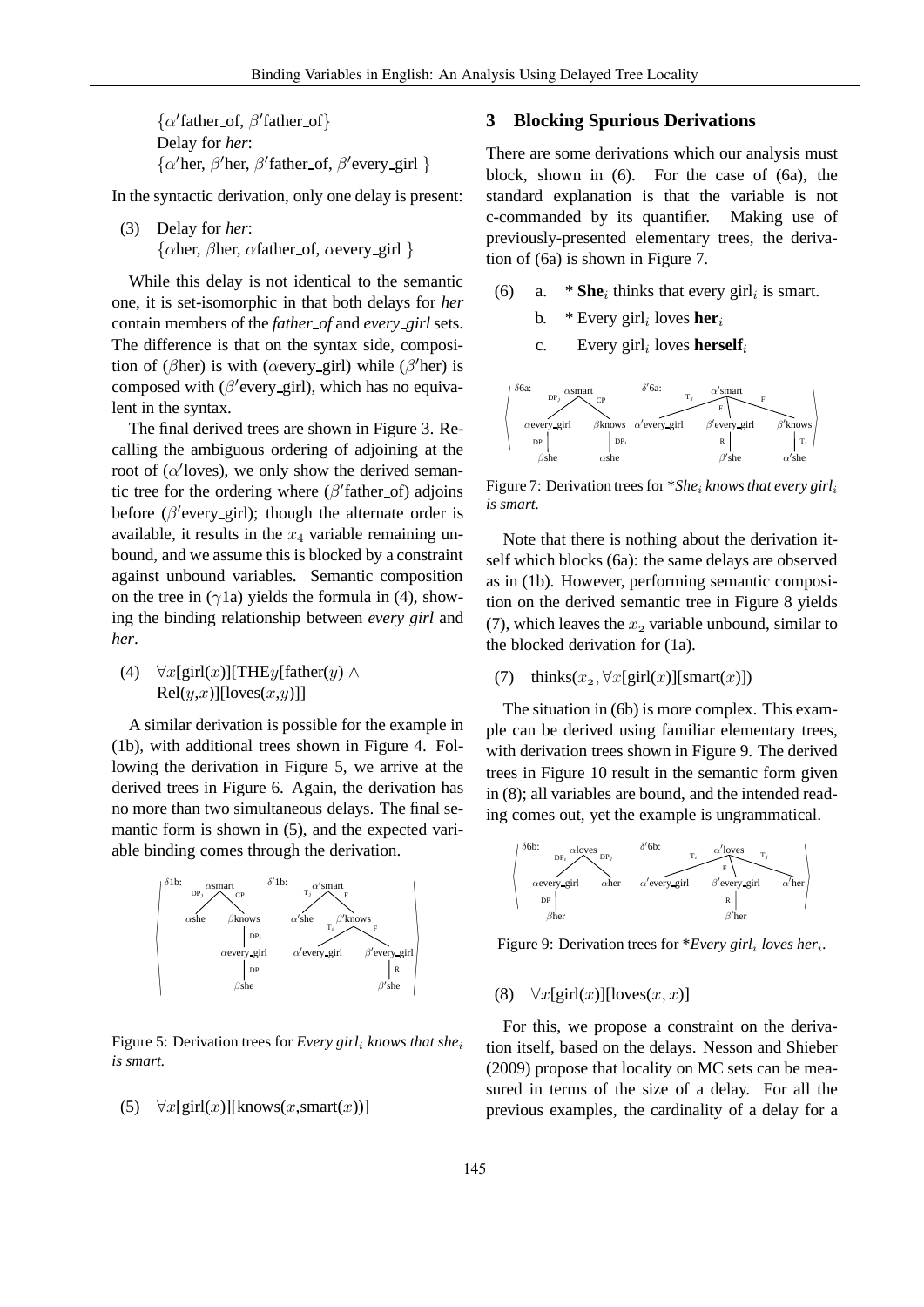{$\alpha'$father_of, $\beta'$father_of}
Delay for *her*:
{$\alpha'$her, $\beta'$her, $\beta'$father_of, $\beta'$every_girl }

In the syntactic derivation, only one delay is present:

(3) Delay for *her*:
{$\alpha$her, $\beta$her, $\alpha$father_of, $\alpha$every_girl }

While this delay is not identical to the semantic one, it is set-isomorphic in that both delays for *her* contain members of the *father_of* and *every_girl* sets. The difference is that on the syntax side, composition of ($\beta$her) is with ($\alpha$every_girl) while ($\beta'$her) is composed with ($\beta'$every_girl), which has no equivalent in the syntax.

The final derived trees are shown in Figure 3. Recalling the ambiguous ordering of adjoining at the root of ($\alpha'$loves), we only show the derived semantic tree for the ordering where ($\beta'$father_of) adjoins before ($\beta'$every_girl); though the alternate order is available, it results in the $x_4$ variable remaining unbound, and we assume this is blocked by a constraint against unbound variables. Semantic composition on the tree in ($\gamma$1a) yields the formula in (4), showing the binding relationship between *every girl* and *her*.

(4) $\forall x$[girl($x$)][THE$y$[father($y$) $\wedge$ Rel($y$,$x$)][loves($x$,$y$)]]

A similar derivation is possible for the example in (1b), with additional trees shown in Figure 4. Following the derivation in Figure 5, we arrive at the derived trees in Figure 6. Again, the derivation has no more than two simultaneous delays. The final semantic form is shown in (5), and the expected variable binding comes through the derivation.

Figure 5: Derivation trees for *Every girl$_i$ knows that she$_i$ is smart.*

(5) $\forall x$[girl($x$)][knows($x$,smart($x$))]

## 3 Blocking Spurious Derivations

There are some derivations which our analysis must block, shown in (6). For the case of (6a), the standard explanation is that the variable is not c-commanded by its quantifier. Making use of previously-presented elementary trees, the derivation of (6a) is shown in Figure 7.

(6) a. * **She**$_i$ thinks that every girl$_i$ is smart.

b. * Every girl$_i$ loves **her**$_i$

c. Every girl$_i$ loves **herself**$_i$

Figure 7: Derivation trees for **She$_i$ knows that every girl$_i$ is smart.*

Note that there is nothing about the derivation itself which blocks (6a): the same delays are observed as in (1b). However, performing semantic composition on the derived semantic tree in Figure 8 yields (7), which leaves the $x_2$ variable unbound, similar to the blocked derivation for (1a).

(7) thinks($x_2$, $\forall x$[girl($x$)][smart($x$)])

The situation in (6b) is more complex. This example can be derived using familiar elementary trees, with derivation trees shown in Figure 9. The derived trees in Figure 10 result in the semantic form given in (8); all variables are bound, and the intended reading comes out, yet the example is ungrammatical.

Figure 9: Derivation trees for **Every girl$_i$ loves her$_i$.*

(8) $\forall x$[girl($x$)][loves($x$, $x$)]

For this, we propose a constraint on the derivation itself, based on the delays. Nesson and Shieber (2009) propose that locality on MC sets can be measured in terms of the size of a delay. For all the previous examples, the cardinality of a delay for a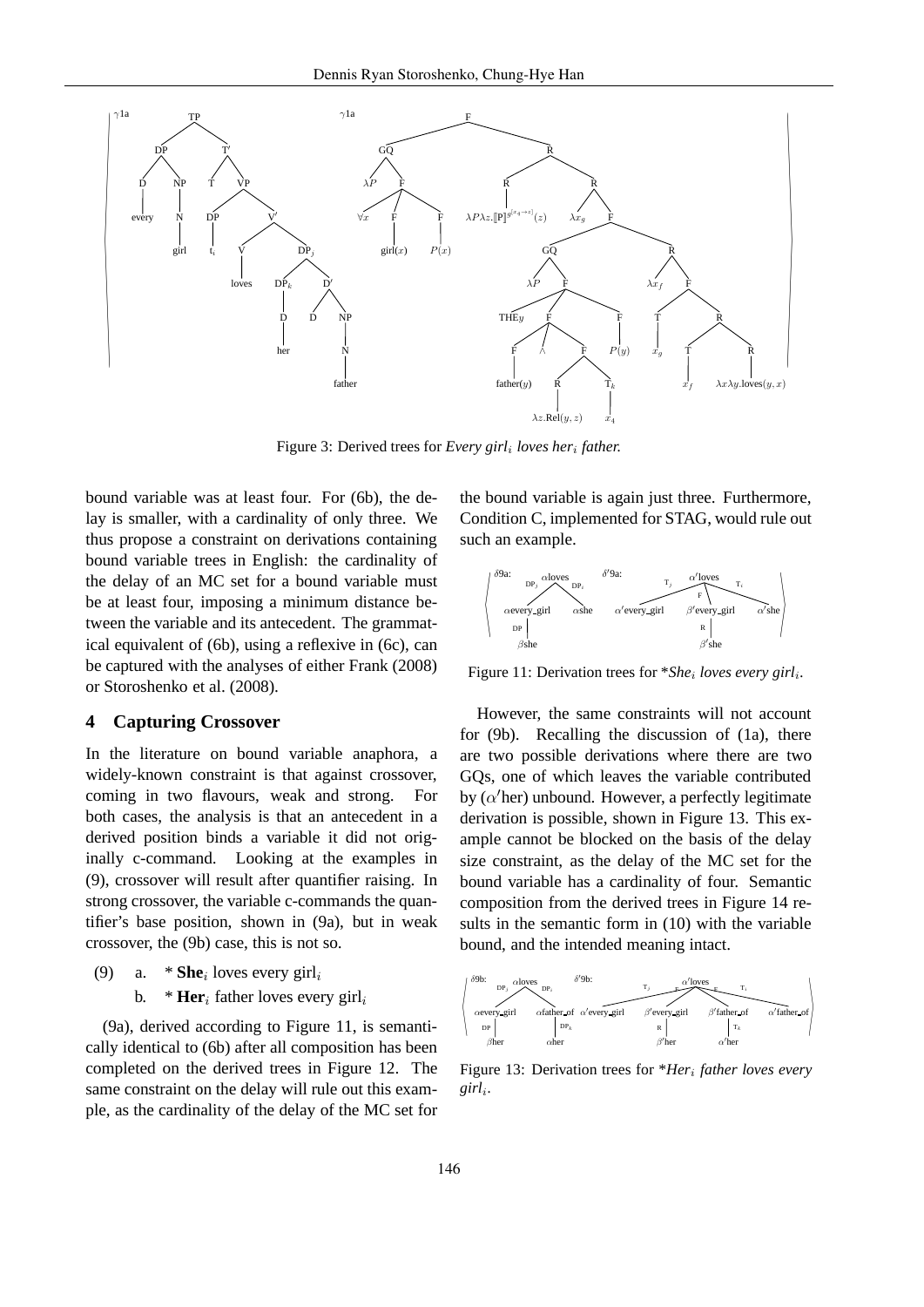Figure 3: Derived trees for *Every girl$_i$ loves her$_i$ father.*

bound variable was at least four. For (6b), the delay is smaller, with a cardinality of only three. We thus propose a constraint on derivations containing bound variable trees in English: the cardinality of the delay of an MC set for a bound variable must be at least four, imposing a minimum distance between the variable and its antecedent. The grammatical equivalent of (6b), using a reflexive in (6c), can be captured with the analyses of either Frank (2008) or Storoshenko et al. (2008).

## 4 Capturing Crossover

In the literature on bound variable anaphora, a widely-known constraint is that against crossover, coming in two flavours, weak and strong. For both cases, the analysis is that an antecedent in a derived position binds a variable it did not originally c-command. Looking at the examples in (9), crossover will result after quantifier raising. In strong crossover, the variable c-commands the quantifier's base position, shown in (9a), but in weak crossover, the (9b) case, this is not so.

(9) a. * **She**$_i$ loves every girl$_i$

b. * **Her**$_i$ father loves every girl$_i$

(9a), derived according to Figure 11, is semantically identical to (6b) after all composition has been completed on the derived trees in Figure 12. The same constraint on the delay will rule out this example, as the cardinality of the delay of the MC set for the bound variable is again just three. Furthermore, Condition C, implemented for STAG, would rule out such an example.

Figure 11: Derivation trees for **She$_i$ loves every girl$_i$.*

However, the same constraints will not account for (9b). Recalling the discussion of (1a), there are two possible derivations where there are two GQs, one of which leaves the variable contributed by ($\alpha'$her) unbound. However, a perfectly legitimate derivation is possible, shown in Figure 13. This example cannot be blocked on the basis of the delay size constraint, as the delay of the MC set for the bound variable has a cardinality of four. Semantic composition from the derived trees in Figure 14 results in the semantic form in (10) with the variable bound, and the intended meaning intact.

Figure 13: Derivation trees for **Her$_i$ father loves every girl$_i$.*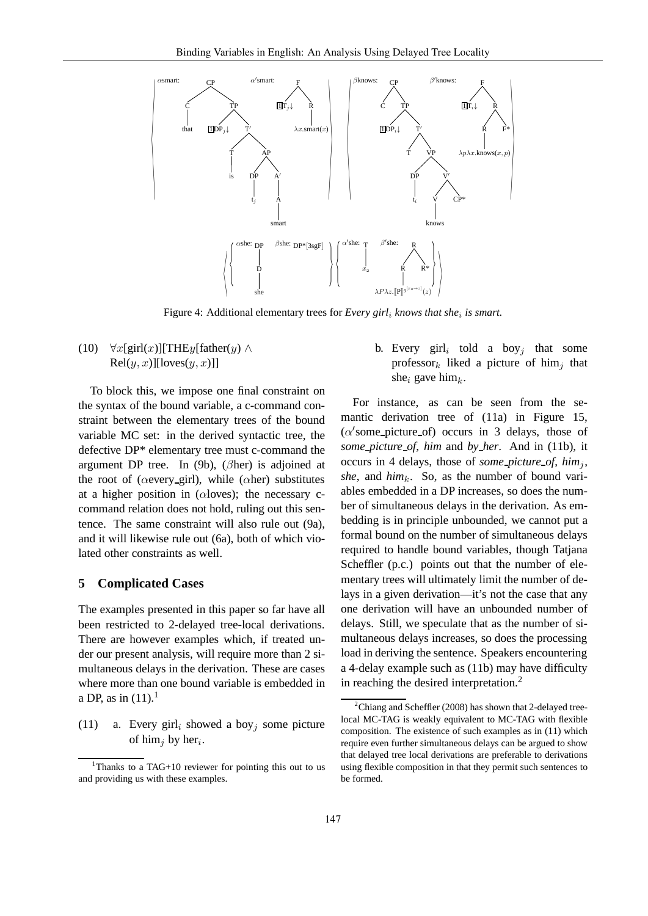Figure 4: Additional elementary trees for *Every girl*$_i$ *knows that she*$_i$ *is smart.*

(10) $\forall x[\text{girl}(x)][\text{THE}y[\text{father}(y) \wedge \text{Rel}(y,x)][\text{loves}(y,x)]]$

To block this, we impose one final constraint on the syntax of the bound variable, a c-command constraint between the elementary trees of the bound variable MC set: in the derived syntactic tree, the defective DP* elementary tree must c-command the argument DP tree. In (9b), ($\beta$her) is adjoined at the root of ($\alpha$every_girl), while ($\alpha$her) substitutes at a higher position in ($\alpha$loves); the necessary c-command relation does not hold, ruling out this sentence. The same constraint will also rule out (9a), and it will likewise rule out (6a), both of which violated other constraints as well.

## 5 Complicated Cases

The examples presented in this paper so far have all been restricted to 2-delayed tree-local derivations. There are however examples which, if treated under our present analysis, will require more than 2 simultaneous delays in the derivation. These are cases where more than one bound variable is embedded in a DP, as in (11).[1]

(11) a. Every girl$_i$ showed a boy$_j$ some picture of him$_j$ by her$_i$.

b. Every girl$_i$ told a boy$_j$ that some professor$_k$ liked a picture of him$_j$ that she$_i$ gave him$_k$.

For instance, as can be seen from the semantic derivation tree of (11a) in Figure 15, ($\alpha'$some_picture_of) occurs in 3 delays, those of *some_picture_of*, *him* and *by_her*. And in (11b), it occurs in 4 delays, those of *some_picture_of*, *him*$_j$, *she*, and *him*$_k$. So, as the number of bound variables embedded in a DP increases, so does the number of simultaneous delays in the derivation. As embedding is in principle unbounded, we cannot put a formal bound on the number of simultaneous delays required to handle bound variables, though Tatjana Scheffler (p.c.) points out that the number of elementary trees will ultimately limit the number of delays in a given derivation—it's not the case that any one derivation will have an unbounded number of delays. Still, we speculate that as the number of simultaneous delays increases, so does the processing load in deriving the sentence. Speakers encountering a 4-delay example such as (11b) may have difficulty in reaching the desired interpretation.[2]

[1] Thanks to a TAG+10 reviewer for pointing this out to us and providing us with these examples.

[2] Chiang and Scheffler (2008) has shown that 2-delayed tree-local MC-TAG is weakly equivalent to MC-TAG with flexible composition. The existence of such examples as in (11) which require even further simultaneous delays can be argued to show that delayed tree local derivations are preferable to derivations using flexible composition in that they permit such sentences to be formed.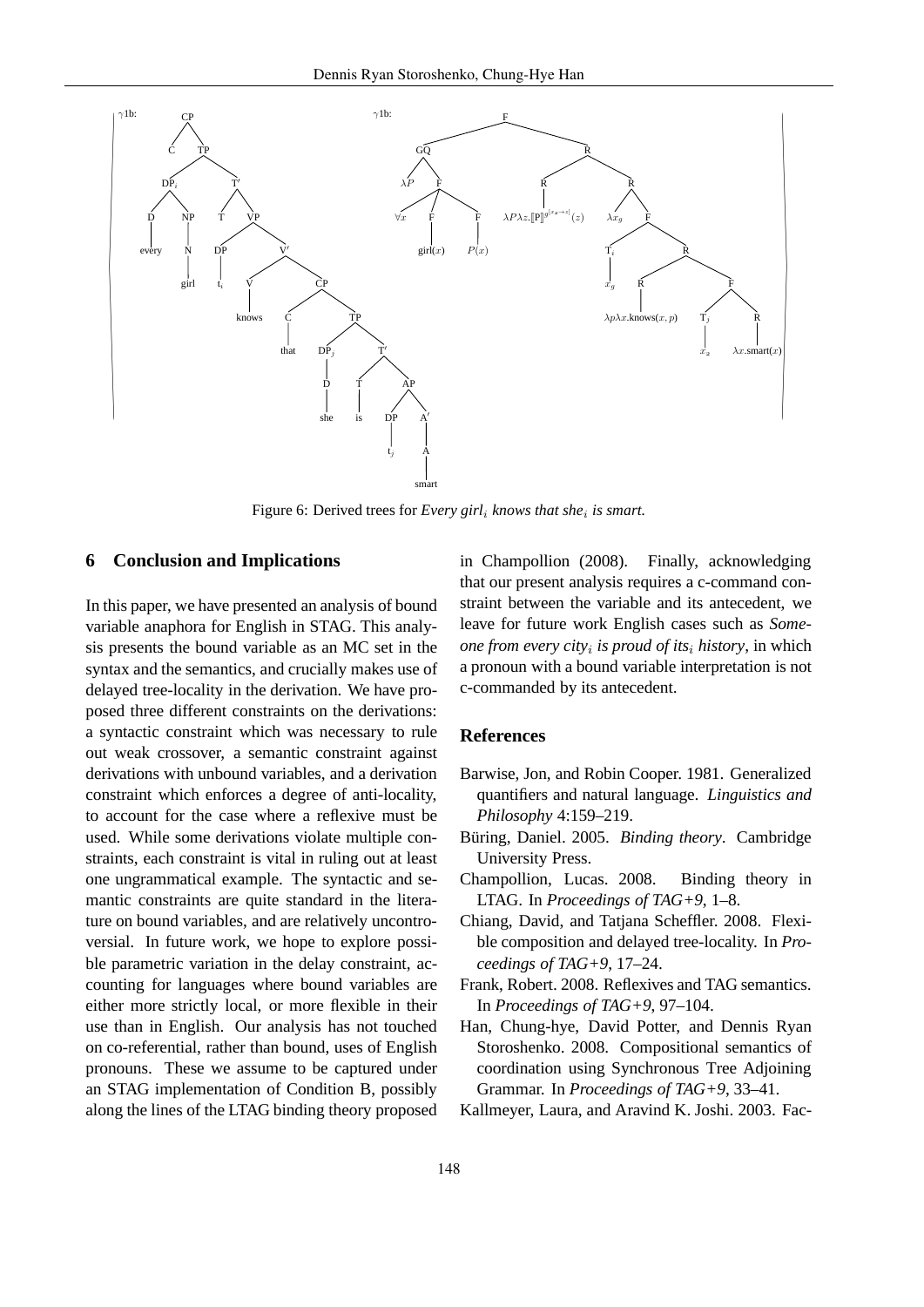Figure 6: Derived trees for *Every girl$_i$ knows that she$_i$ is smart.*

## 6 Conclusion and Implications

In this paper, we have presented an analysis of bound variable anaphora for English in STAG. This analysis presents the bound variable as an MC set in the syntax and the semantics, and crucially makes use of delayed tree-locality in the derivation. We have proposed three different constraints on the derivations: a syntactic constraint which was necessary to rule out weak crossover, a semantic constraint against derivations with unbound variables, and a derivation constraint which enforces a degree of anti-locality, to account for the case where a reflexive must be used. While some derivations violate multiple constraints, each constraint is vital in ruling out at least one ungrammatical example. The syntactic and semantic constraints are quite standard in the literature on bound variables, and are relatively uncontroversial. In future work, we hope to explore possible parametric variation in the delay constraint, accounting for languages where bound variables are either more strictly local, or more flexible in their use than in English. Our analysis has not touched on co-referential, rather than bound, uses of English pronouns. These we assume to be captured under an STAG implementation of Condition B, possibly along the lines of the LTAG binding theory proposed in Champollion (2008). Finally, acknowledging that our present analysis requires a c-command constraint between the variable and its antecedent, we leave for future work English cases such as *Someone from every city$_i$ is proud of its$_i$ history*, in which a pronoun with a bound variable interpretation is not c-commanded by its antecedent.

## References

Barwise, Jon, and Robin Cooper. 1981. Generalized quantifiers and natural language. *Linguistics and Philosophy* 4:159–219.

Büring, Daniel. 2005. *Binding theory*. Cambridge University Press.

Champollion, Lucas. 2008. Binding theory in LTAG. In *Proceedings of TAG+9*, 1–8.

Chiang, David, and Tatjana Scheffler. 2008. Flexible composition and delayed tree-locality. In *Proceedings of TAG+9*, 17–24.

Frank, Robert. 2008. Reflexives and TAG semantics. In *Proceedings of TAG+9*, 97–104.

Han, Chung-hye, David Potter, and Dennis Ryan Storoshenko. 2008. Compositional semantics of coordination using Synchronous Tree Adjoining Grammar. In *Proceedings of TAG+9*, 33–41.

Kallmeyer, Laura, and Aravind K. Joshi. 2003. Fac-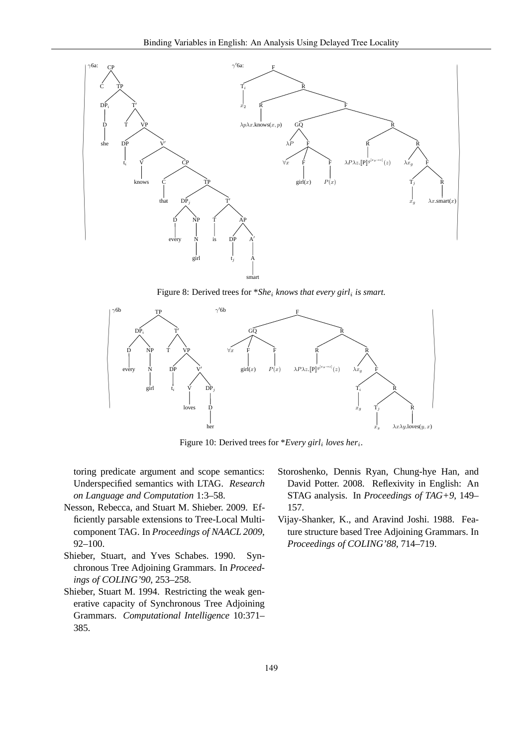Figure 8: Derived trees for *$She_i$ *knows that every* $girl_i$ *is smart.*

Figure 10: Derived trees for *$Every\ girl_i\ loves\ her_i$.*

toring predicate argument and scope semantics: Underspecified semantics with LTAG. *Research on Language and Computation* 1:3–58.

Nesson, Rebecca, and Stuart M. Shieber. 2009. Efficiently parsable extensions to Tree-Local Multi-component TAG. In *Proceedings of NAACL 2009*, 92–100.

Shieber, Stuart, and Yves Schabes. 1990. Synchronous Tree Adjoining Grammars. In *Proceedings of COLING'90*, 253–258.

Shieber, Stuart M. 1994. Restricting the weak generative capacity of Synchronous Tree Adjoining Grammars. *Computational Intelligence* 10:371–385.

Storoshenko, Dennis Ryan, Chung-hye Han, and David Potter. 2008. Reflexivity in English: An STAG analysis. In *Proceedings of TAG+9*, 149–157.

Vijay-Shanker, K., and Aravind Joshi. 1988. Feature structure based Tree Adjoining Grammars. In *Proceedings of COLING'88*, 714–719.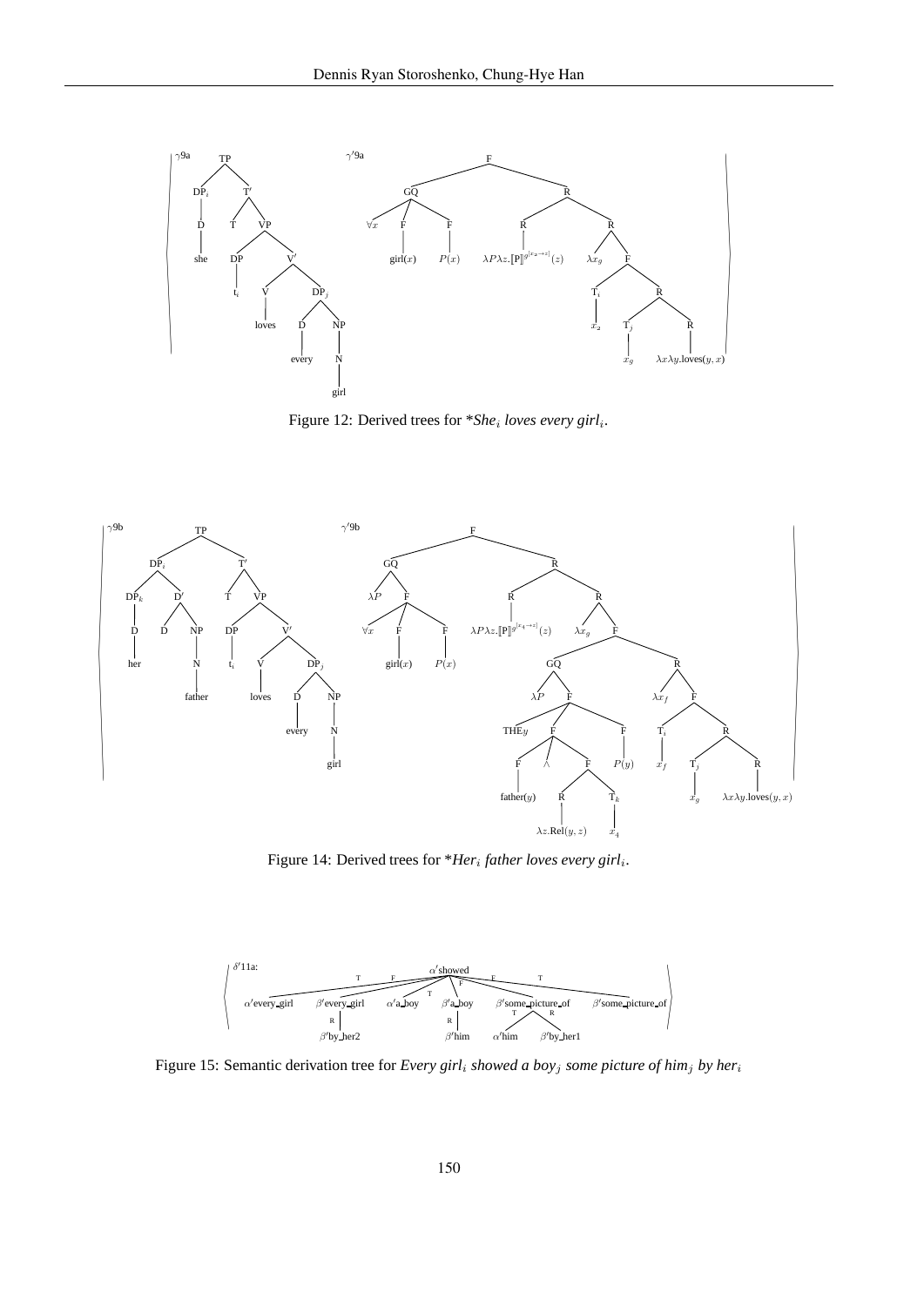Figure 12: Derived trees for *$She_i$ *loves every* $girl_i$.

Figure 14: Derived trees for *$Her_i$ *father loves every* $girl_i$.

Figure 15: Semantic derivation tree for *Every* $girl_i$ *showed a* $boy_j$ *some picture of* $him_j$ *by* $her_i$